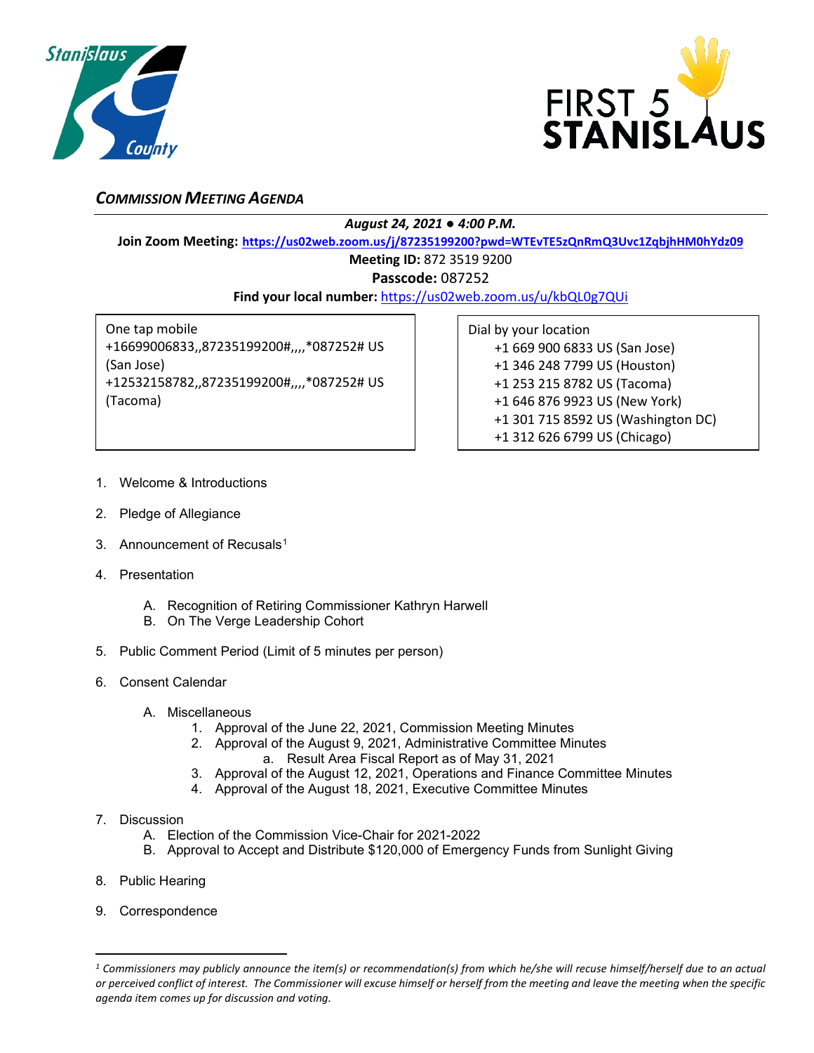## *Commission Meeting Agenda*

***August 24, 2021 ● 4:00 P.M.***

**Join Zoom Meeting: https://us02web.zoom.us/j/87235199200?pwd=WTEvTE5zQnRmQ3Uvc1ZqbjhHM0hYdz09**

**Meeting ID:** 872 3519 9200

**Passcode:** 087252

**Find your local number:** https://us02web.zoom.us/u/kbQL0g7QUi

One tap mobile
+16699006833,,87235199200#,,,,*087252# US (San Jose)
+12532158782,,87235199200#,,,,*087252# US (Tacoma)

Dial by your location
- +1 669 900 6833 US (San Jose)
- +1 346 248 7799 US (Houston)
- +1 253 215 8782 US (Tacoma)
- +1 646 876 9923 US (New York)
- +1 301 715 8592 US (Washington DC)
- +1 312 626 6799 US (Chicago)

1. Welcome & Introductions
2. Pledge of Allegiance
3. Announcement of Recusals[1]
4. Presentation
   - A. Recognition of Retiring Commissioner Kathryn Harwell
   - B. On The Verge Leadership Cohort
5. Public Comment Period (Limit of 5 minutes per person)
6. Consent Calendar
   - A. Miscellaneous
     1. Approval of the June 22, 2021, Commission Meeting Minutes
     2. Approval of the August 9, 2021, Administrative Committee Minutes
        - a. Result Area Fiscal Report as of May 31, 2021
     3. Approval of the August 12, 2021, Operations and Finance Committee Minutes
     4. Approval of the August 18, 2021, Executive Committee Minutes
7. Discussion
   - A. Election of the Commission Vice-Chair for 2021-2022
   - B. Approval to Accept and Distribute $120,000 of Emergency Funds from Sunlight Giving
8. Public Hearing
9. Correspondence

---

*[1] Commissioners may publicly announce the item(s) or recommendation(s) from which he/she will recuse himself/herself due to an actual or perceived conflict of interest. The Commissioner will excuse himself or herself from the meeting and leave the meeting when the specific agenda item comes up for discussion and voting.*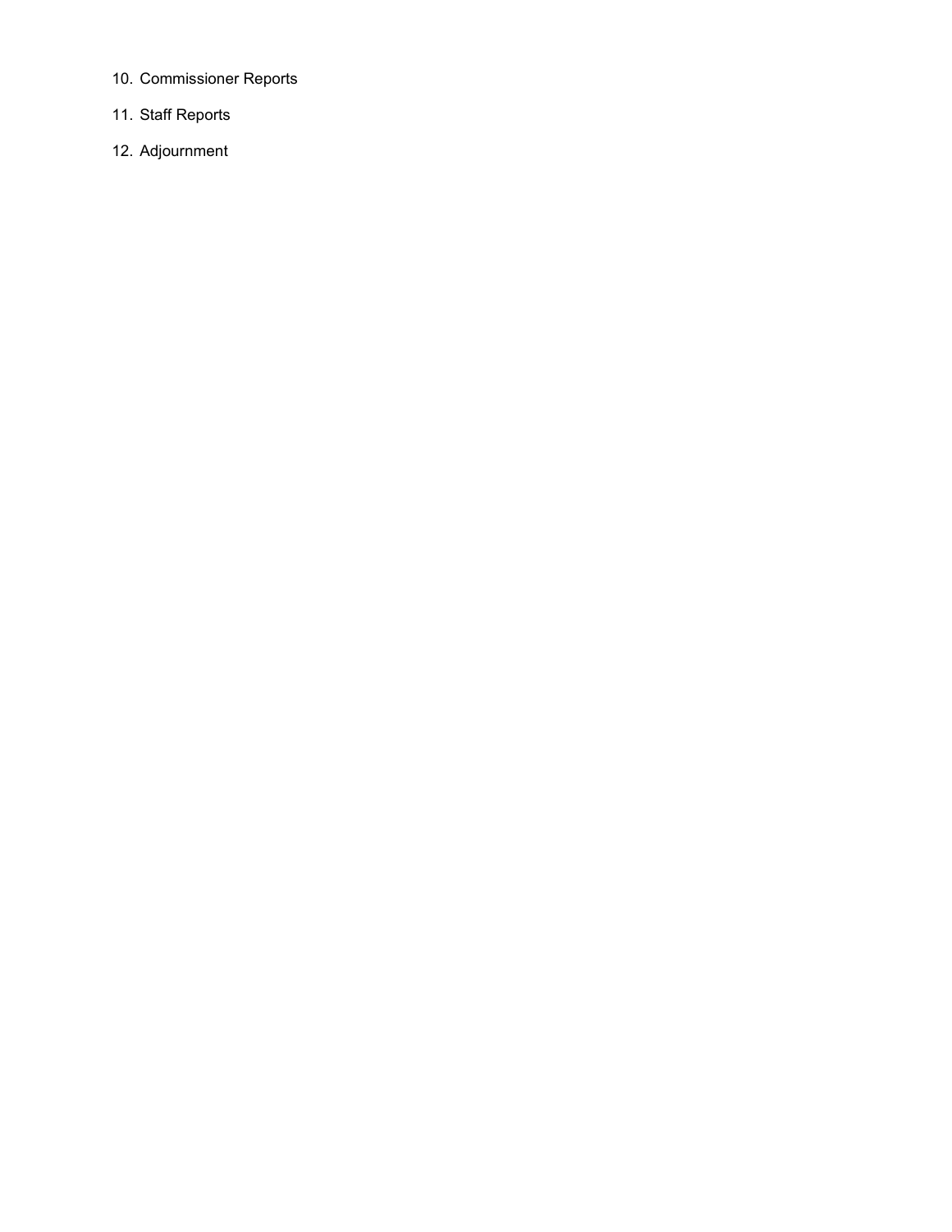10. Commissioner Reports
11. Staff Reports
12. Adjournment